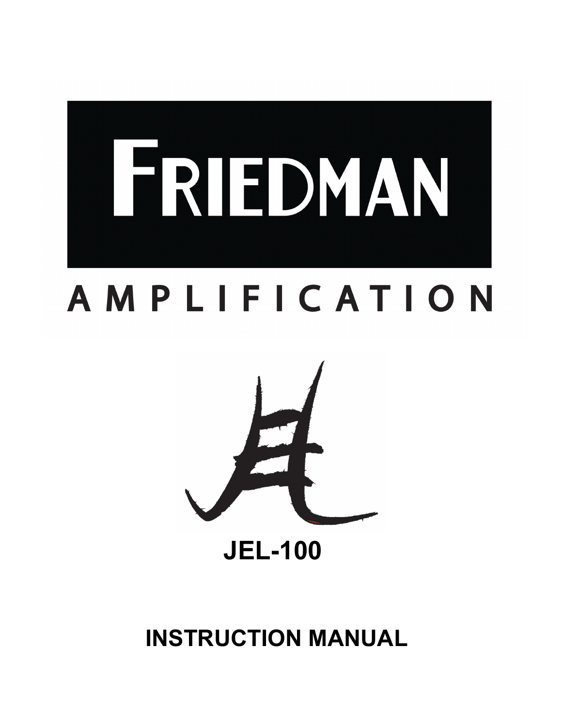# FRIEDMAN

## AMPLIFICATION

## JEL-100

## INSTRUCTION MANUAL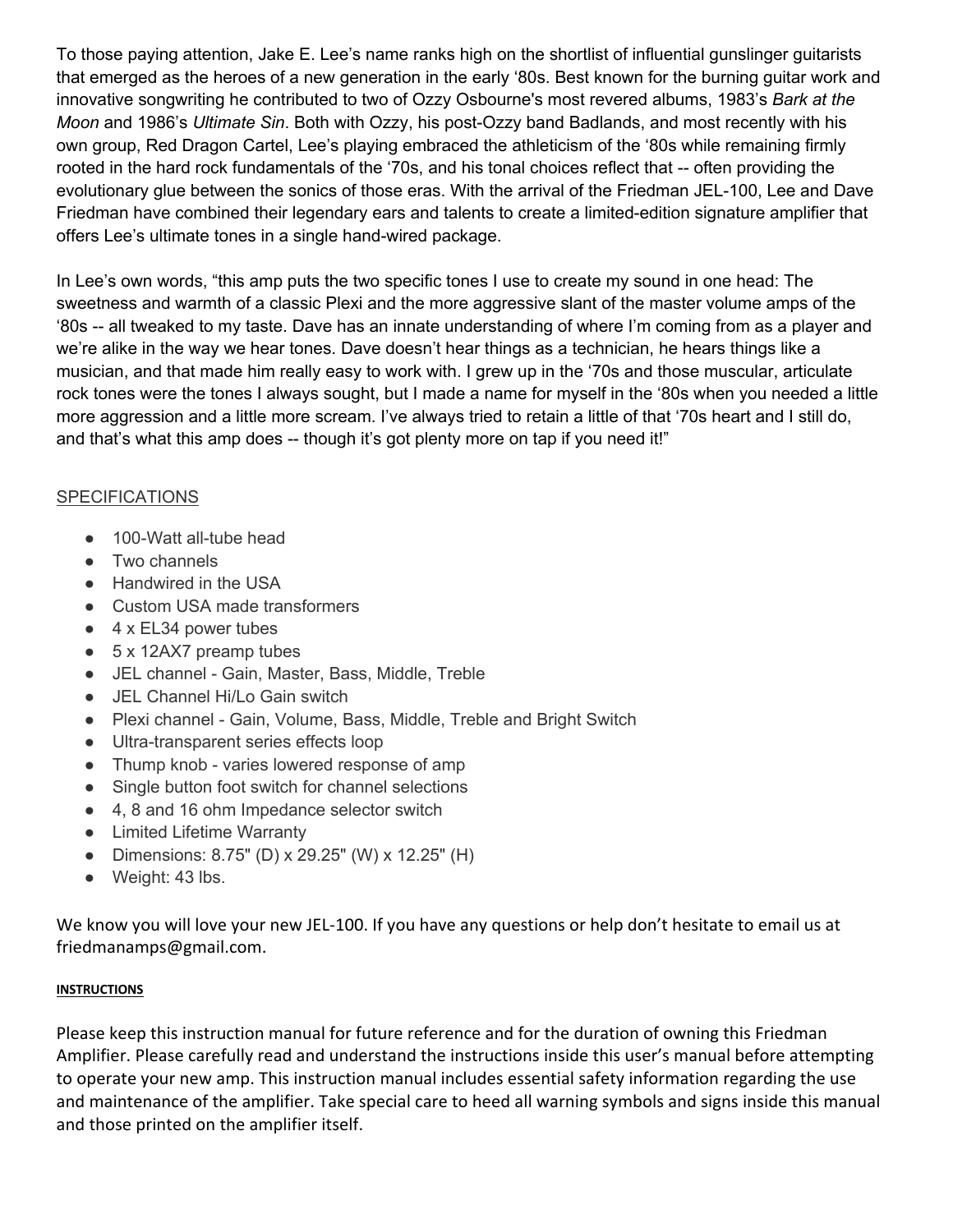To those paying attention, Jake E. Lee's name ranks high on the shortlist of influential gunslinger guitarists that emerged as the heroes of a new generation in the early '80s. Best known for the burning guitar work and innovative songwriting he contributed to two of Ozzy Osbourne's most revered albums, 1983's *Bark at the Moon* and 1986's *Ultimate Sin*. Both with Ozzy, his post-Ozzy band Badlands, and most recently with his own group, Red Dragon Cartel, Lee's playing embraced the athleticism of the '80s while remaining firmly rooted in the hard rock fundamentals of the '70s, and his tonal choices reflect that -- often providing the evolutionary glue between the sonics of those eras. With the arrival of the Friedman JEL-100, Lee and Dave Friedman have combined their legendary ears and talents to create a limited-edition signature amplifier that offers Lee's ultimate tones in a single hand-wired package.

In Lee's own words, "this amp puts the two specific tones I use to create my sound in one head: The sweetness and warmth of a classic Plexi and the more aggressive slant of the master volume amps of the '80s -- all tweaked to my taste. Dave has an innate understanding of where I'm coming from as a player and we're alike in the way we hear tones. Dave doesn't hear things as a technician, he hears things like a musician, and that made him really easy to work with. I grew up in the '70s and those muscular, articulate rock tones were the tones I always sought, but I made a name for myself in the '80s when you needed a little more aggression and a little more scream. I've always tried to retain a little of that '70s heart and I still do, and that's what this amp does -- though it's got plenty more on tap if you need it!"

## SPECIFICATIONS

- 100-Watt all-tube head
- Two channels
- Handwired in the USA
- Custom USA made transformers
- 4 x EL34 power tubes
- 5 x 12AX7 preamp tubes
- JEL channel - Gain, Master, Bass, Middle, Treble
- JEL Channel Hi/Lo Gain switch
- Plexi channel - Gain, Volume, Bass, Middle, Treble and Bright Switch
- Ultra-transparent series effects loop
- Thump knob - varies lowered response of amp
- Single button foot switch for channel selections
- 4, 8 and 16 ohm Impedance selector switch
- Limited Lifetime Warranty
- Dimensions: 8.75" (D) x 29.25" (W) x 12.25" (H)
- Weight: 43 lbs.

We know you will love your new JEL-100. If you have any questions or help don't hesitate to email us at friedmanamps@gmail.com.

## INSTRUCTIONS

Please keep this instruction manual for future reference and for the duration of owning this Friedman Amplifier. Please carefully read and understand the instructions inside this user's manual before attempting to operate your new amp. This instruction manual includes essential safety information regarding the use and maintenance of the amplifier. Take special care to heed all warning symbols and signs inside this manual and those printed on the amplifier itself.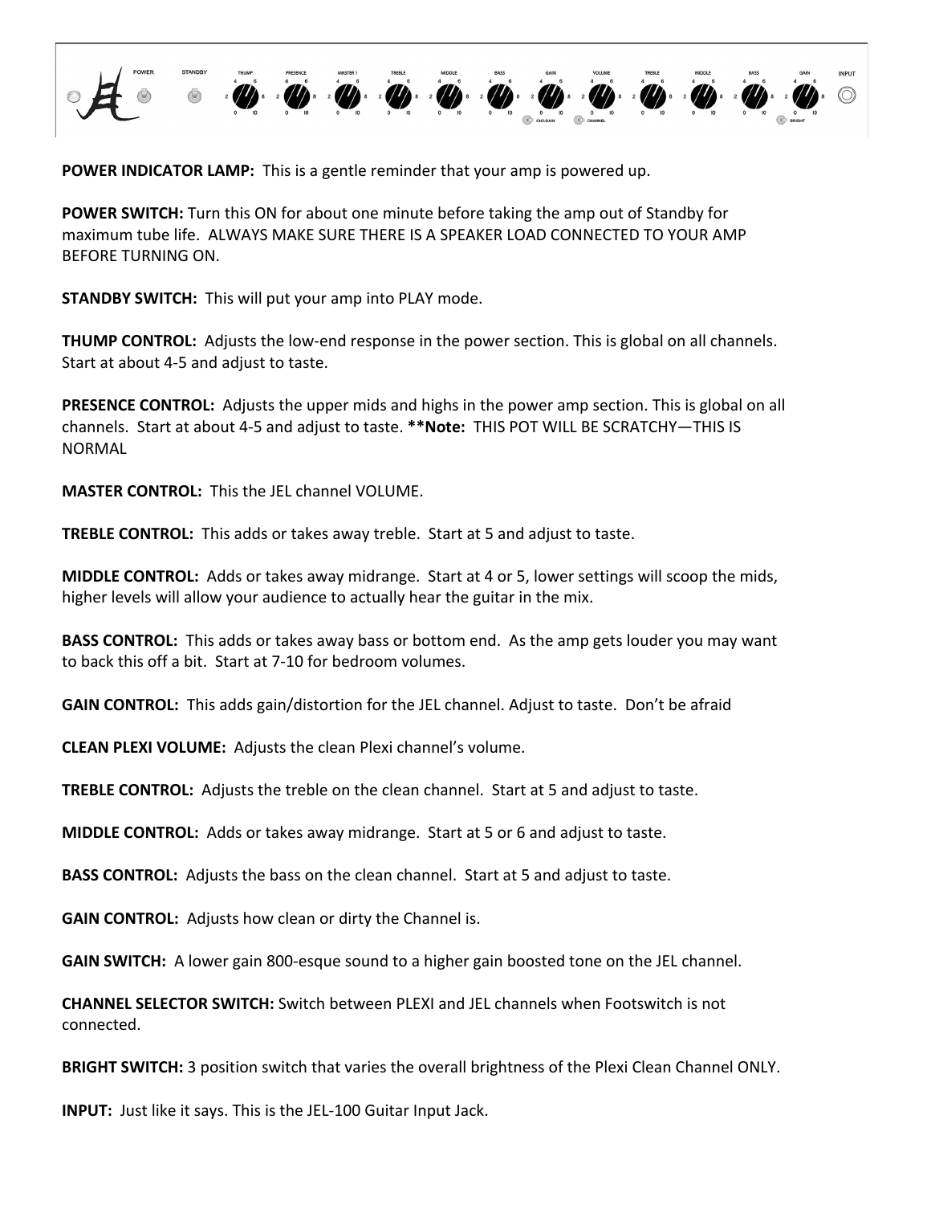**POWER INDICATOR LAMP:** This is a gentle reminder that your amp is powered up.

**POWER SWITCH:** Turn this ON for about one minute before taking the amp out of Standby for maximum tube life. ALWAYS MAKE SURE THERE IS A SPEAKER LOAD CONNECTED TO YOUR AMP BEFORE TURNING ON.

**STANDBY SWITCH:** This will put your amp into PLAY mode.

**THUMP CONTROL:** Adjusts the low-end response in the power section. This is global on all channels. Start at about 4-5 and adjust to taste.

**PRESENCE CONTROL:** Adjusts the upper mids and highs in the power amp section. This is global on all channels. Start at about 4-5 and adjust to taste. ****Note:** THIS POT WILL BE SCRATCHY—THIS IS NORMAL

**MASTER CONTROL:** This the JEL channel VOLUME.

**TREBLE CONTROL:** This adds or takes away treble. Start at 5 and adjust to taste.

**MIDDLE CONTROL:** Adds or takes away midrange. Start at 4 or 5, lower settings will scoop the mids, higher levels will allow your audience to actually hear the guitar in the mix.

**BASS CONTROL:** This adds or takes away bass or bottom end. As the amp gets louder you may want to back this off a bit. Start at 7-10 for bedroom volumes.

**GAIN CONTROL:** This adds gain/distortion for the JEL channel. Adjust to taste. Don't be afraid

**CLEAN PLEXI VOLUME:** Adjusts the clean Plexi channel's volume.

**TREBLE CONTROL:** Adjusts the treble on the clean channel. Start at 5 and adjust to taste.

**MIDDLE CONTROL:** Adds or takes away midrange. Start at 5 or 6 and adjust to taste.

**BASS CONTROL:** Adjusts the bass on the clean channel. Start at 5 and adjust to taste.

**GAIN CONTROL:** Adjusts how clean or dirty the Channel is.

**GAIN SWITCH:** A lower gain 800-esque sound to a higher gain boosted tone on the JEL channel.

**CHANNEL SELECTOR SWITCH:** Switch between PLEXI and JEL channels when Footswitch is not connected.

**BRIGHT SWITCH:** 3 position switch that varies the overall brightness of the Plexi Clean Channel ONLY.

**INPUT:** Just like it says. This is the JEL-100 Guitar Input Jack.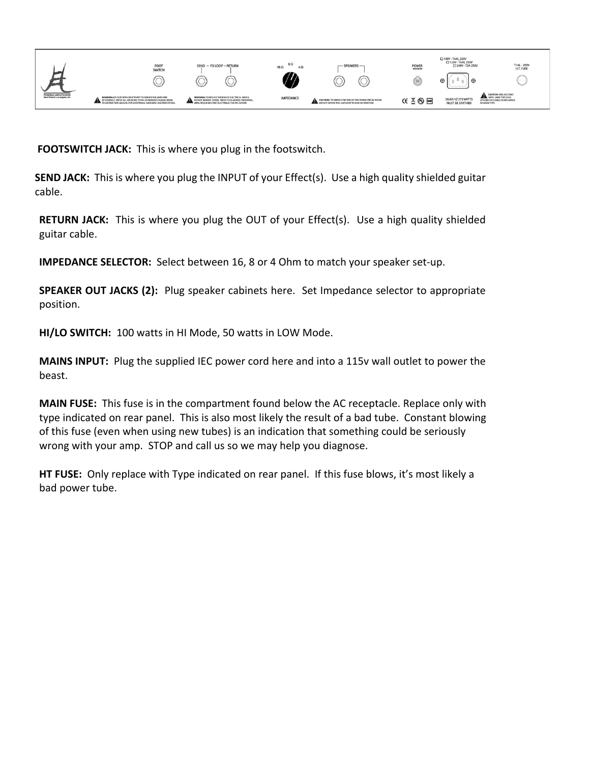**FOOTSWITCH JACK:** This is where you plug in the footswitch.

**SEND JACK:** This is where you plug the INPUT of your Effect(s). Use a high quality shielded guitar cable.

**RETURN JACK:** This is where you plug the OUT of your Effect(s). Use a high quality shielded guitar cable.

**IMPEDANCE SELECTOR:** Select between 16, 8 or 4 Ohm to match your speaker set-up.

**SPEAKER OUT JACKS (2):** Plug speaker cabinets here. Set Impedance selector to appropriate position.

**HI/LO SWITCH:** 100 watts in HI Mode, 50 watts in LOW Mode.

**MAINS INPUT:** Plug the supplied IEC power cord here and into a 115v wall outlet to power the beast.

**MAIN FUSE:** This fuse is in the compartment found below the AC receptacle. Replace only with type indicated on rear panel. This is also most likely the result of a bad tube. Constant blowing of this fuse (even when using new tubes) is an indication that something could be seriously wrong with your amp. STOP and call us so we may help you diagnose.

**HT FUSE:** Only replace with Type indicated on rear panel. If this fuse blows, it's most likely a bad power tube.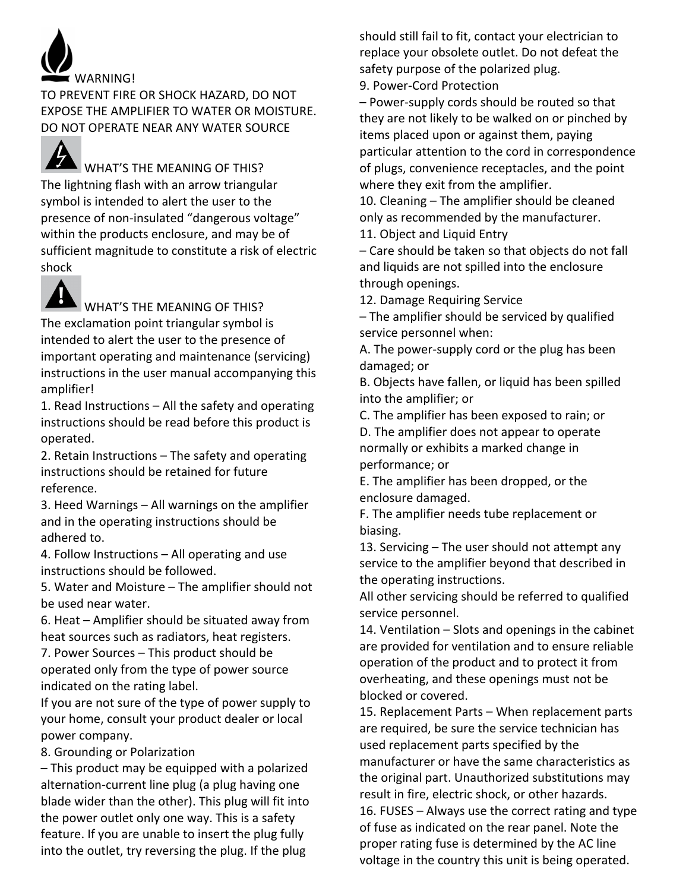WARNING!

TO PREVENT FIRE OR SHOCK HAZARD, DO NOT EXPOSE THE AMPLIFIER TO WATER OR MOISTURE. DO NOT OPERATE NEAR ANY WATER SOURCE

WHAT'S THE MEANING OF THIS?

The lightning flash with an arrow triangular symbol is intended to alert the user to the presence of non-insulated "dangerous voltage" within the products enclosure, and may be of sufficient magnitude to constitute a risk of electric shock

WHAT'S THE MEANING OF THIS?

The exclamation point triangular symbol is intended to alert the user to the presence of important operating and maintenance (servicing) instructions in the user manual accompanying this amplifier!

1. Read Instructions – All the safety and operating instructions should be read before this product is operated.
2. Retain Instructions – The safety and operating instructions should be retained for future reference.
3. Heed Warnings – All warnings on the amplifier and in the operating instructions should be adhered to.
4. Follow Instructions – All operating and use instructions should be followed.
5. Water and Moisture – The amplifier should not be used near water.
6. Heat – Amplifier should be situated away from heat sources such as radiators, heat registers.
7. Power Sources – This product should be operated only from the type of power source indicated on the rating label.
   If you are not sure of the type of power supply to your home, consult your product dealer or local power company.
8. Grounding or Polarization
   – This product may be equipped with a polarized alternation-current line plug (a plug having one blade wider than the other). This plug will fit into the power outlet only one way. This is a safety feature. If you are unable to insert the plug fully into the outlet, try reversing the plug. If the plug should still fail to fit, contact your electrician to replace your obsolete outlet. Do not defeat the safety purpose of the polarized plug.
9. Power-Cord Protection
   – Power-supply cords should be routed so that they are not likely to be walked on or pinched by items placed upon or against them, paying particular attention to the cord in correspondence of plugs, convenience receptacles, and the point where they exit from the amplifier.
10. Cleaning – The amplifier should be cleaned only as recommended by the manufacturer.
11. Object and Liquid Entry
    – Care should be taken so that objects do not fall and liquids are not spilled into the enclosure through openings.
12. Damage Requiring Service
    – The amplifier should be serviced by qualified service personnel when:
    A. The power-supply cord or the plug has been damaged; or
    B. Objects have fallen, or liquid has been spilled into the amplifier; or
    C. The amplifier has been exposed to rain; or
    D. The amplifier does not appear to operate normally or exhibits a marked change in performance; or
    E. The amplifier has been dropped, or the enclosure damaged.
    F. The amplifier needs tube replacement or biasing.
13. Servicing – The user should not attempt any service to the amplifier beyond that described in the operating instructions.
    All other servicing should be referred to qualified service personnel.
14. Ventilation – Slots and openings in the cabinet are provided for ventilation and to ensure reliable operation of the product and to protect it from overheating, and these openings must not be blocked or covered.
15. Replacement Parts – When replacement parts are required, be sure the service technician has used replacement parts specified by the manufacturer or have the same characteristics as the original part. Unauthorized substitutions may result in fire, electric shock, or other hazards.
16. FUSES – Always use the correct rating and type of fuse as indicated on the rear panel. Note the proper rating fuse is determined by the AC line voltage in the country this unit is being operated.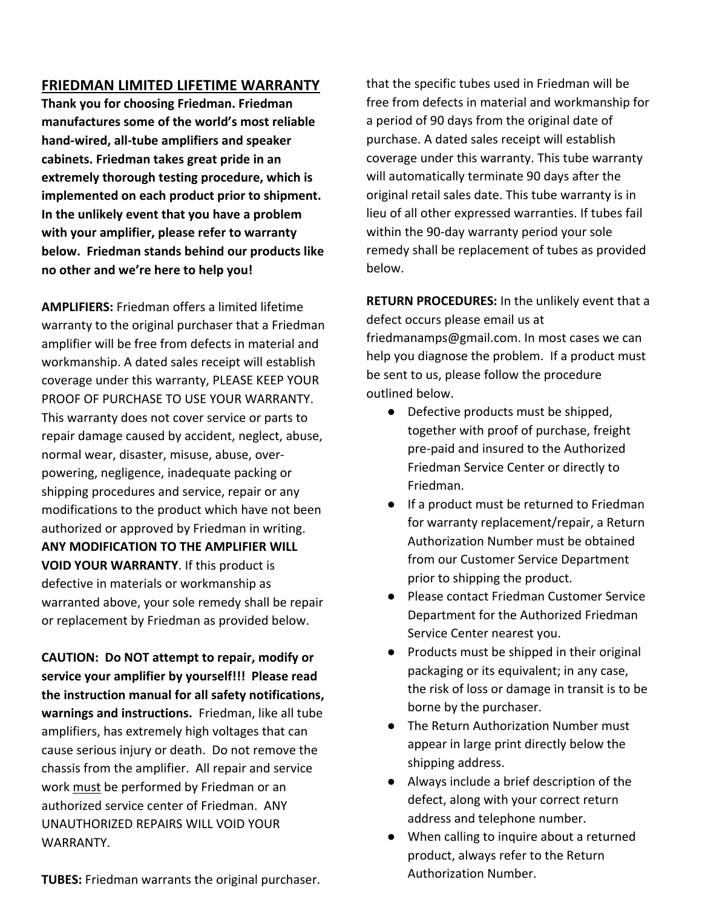## FRIEDMAN LIMITED LIFETIME WARRANTY

**Thank you for choosing Friedman. Friedman manufactures some of the world's most reliable hand-wired, all-tube amplifiers and speaker cabinets. Friedman takes great pride in an extremely thorough testing procedure, which is implemented on each product prior to shipment. In the unlikely event that you have a problem with your amplifier, please refer to warranty below. Friedman stands behind our products like no other and we're here to help you!**

**AMPLIFIERS:** Friedman offers a limited lifetime warranty to the original purchaser that a Friedman amplifier will be free from defects in material and workmanship. A dated sales receipt will establish coverage under this warranty, PLEASE KEEP YOUR PROOF OF PURCHASE TO USE YOUR WARRANTY. This warranty does not cover service or parts to repair damage caused by accident, neglect, abuse, normal wear, disaster, misuse, abuse, over-powering, negligence, inadequate packing or shipping procedures and service, repair or any modifications to the product which have not been authorized or approved by Friedman in writing. **ANY MODIFICATION TO THE AMPLIFIER WILL VOID YOUR WARRANTY**. If this product is defective in materials or workmanship as warranted above, your sole remedy shall be repair or replacement by Friedman as provided below.

**CAUTION: Do NOT attempt to repair, modify or service your amplifier by yourself!!! Please read the instruction manual for all safety notifications, warnings and instructions.** Friedman, like all tube amplifiers, has extremely high voltages that can cause serious injury or death. Do not remove the chassis from the amplifier. All repair and service work <u>must</u> be performed by Friedman or an authorized service center of Friedman. ANY UNAUTHORIZED REPAIRS WILL VOID YOUR WARRANTY.

**TUBES:** Friedman warrants the original purchaser. that the specific tubes used in Friedman will be free from defects in material and workmanship for a period of 90 days from the original date of purchase. A dated sales receipt will establish coverage under this warranty. This tube warranty will automatically terminate 90 days after the original retail sales date. This tube warranty is in lieu of all other expressed warranties. If tubes fail within the 90-day warranty period your sole remedy shall be replacement of tubes as provided below.

**RETURN PROCEDURES:** In the unlikely event that a defect occurs please email us at friedmanamps@gmail.com. In most cases we can help you diagnose the problem. If a product must be sent to us, please follow the procedure outlined below.

- Defective products must be shipped, together with proof of purchase, freight pre-paid and insured to the Authorized Friedman Service Center or directly to Friedman.
- If a product must be returned to Friedman for warranty replacement/repair, a Return Authorization Number must be obtained from our Customer Service Department prior to shipping the product.
- Please contact Friedman Customer Service Department for the Authorized Friedman Service Center nearest you.
- Products must be shipped in their original packaging or its equivalent; in any case, the risk of loss or damage in transit is to be borne by the purchaser.
- The Return Authorization Number must appear in large print directly below the shipping address.
- Always include a brief description of the defect, along with your correct return address and telephone number.
- When calling to inquire about a returned product, always refer to the Return Authorization Number.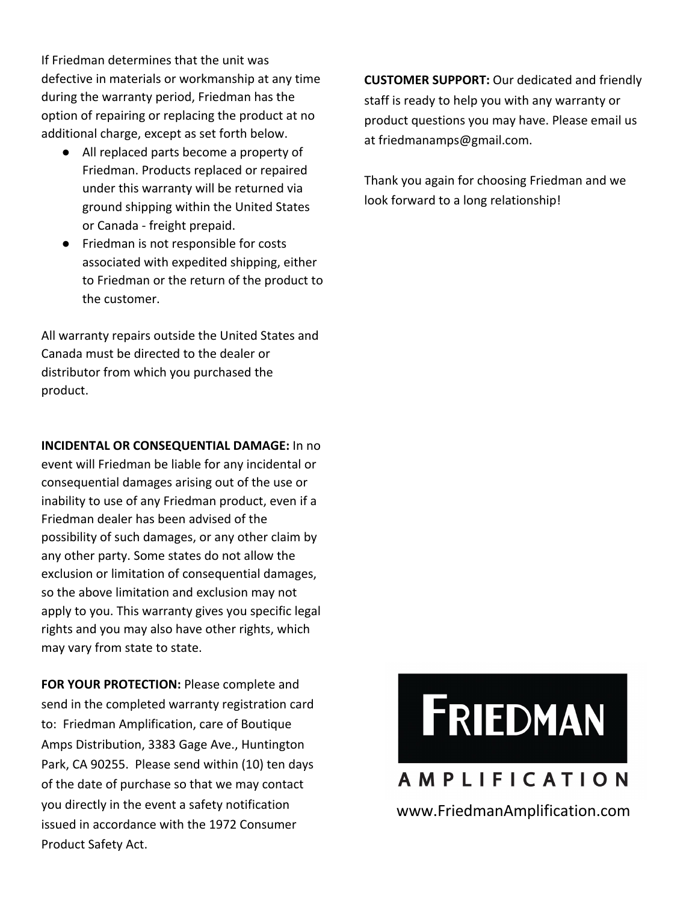If Friedman determines that the unit was defective in materials or workmanship at any time during the warranty period, Friedman has the option of repairing or replacing the product at no additional charge, except as set forth below.

- All replaced parts become a property of Friedman. Products replaced or repaired under this warranty will be returned via ground shipping within the United States or Canada - freight prepaid.
- Friedman is not responsible for costs associated with expedited shipping, either to Friedman or the return of the product to the customer.

All warranty repairs outside the United States and Canada must be directed to the dealer or distributor from which you purchased the product.

**INCIDENTAL OR CONSEQUENTIAL DAMAGE:** In no event will Friedman be liable for any incidental or consequential damages arising out of the use or inability to use of any Friedman product, even if a Friedman dealer has been advised of the possibility of such damages, or any other claim by any other party. Some states do not allow the exclusion or limitation of consequential damages, so the above limitation and exclusion may not apply to you. This warranty gives you specific legal rights and you may also have other rights, which may vary from state to state.

**FOR YOUR PROTECTION:** Please complete and send in the completed warranty registration card to: Friedman Amplification, care of Boutique Amps Distribution, 3383 Gage Ave., Huntington Park, CA 90255. Please send within (10) ten days of the date of purchase so that we may contact you directly in the event a safety notification issued in accordance with the 1972 Consumer Product Safety Act.

**CUSTOMER SUPPORT:** Our dedicated and friendly staff is ready to help you with any warranty or product questions you may have. Please email us at friedmanamps@gmail.com.

Thank you again for choosing Friedman and we look forward to a long relationship!

FRIEDMAN

AMPLIFICATION

www.FriedmanAmplification.com